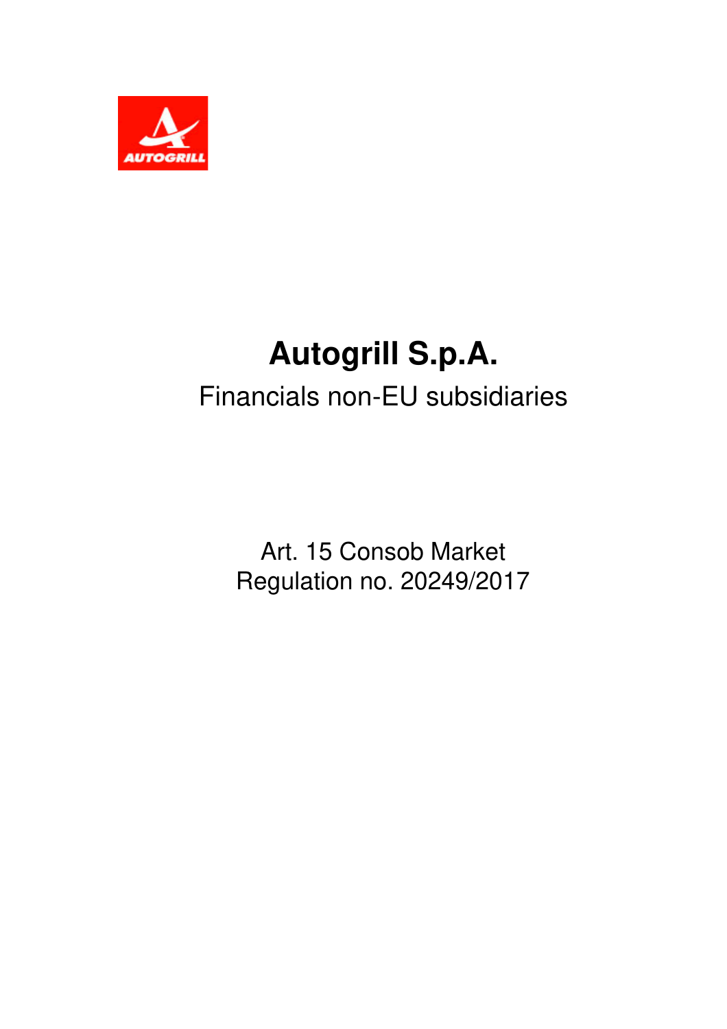# Autogrill S.p.A.

Financials non-EU subsidiaries

Art. 15 Consob Market
Regulation no. 20249/2017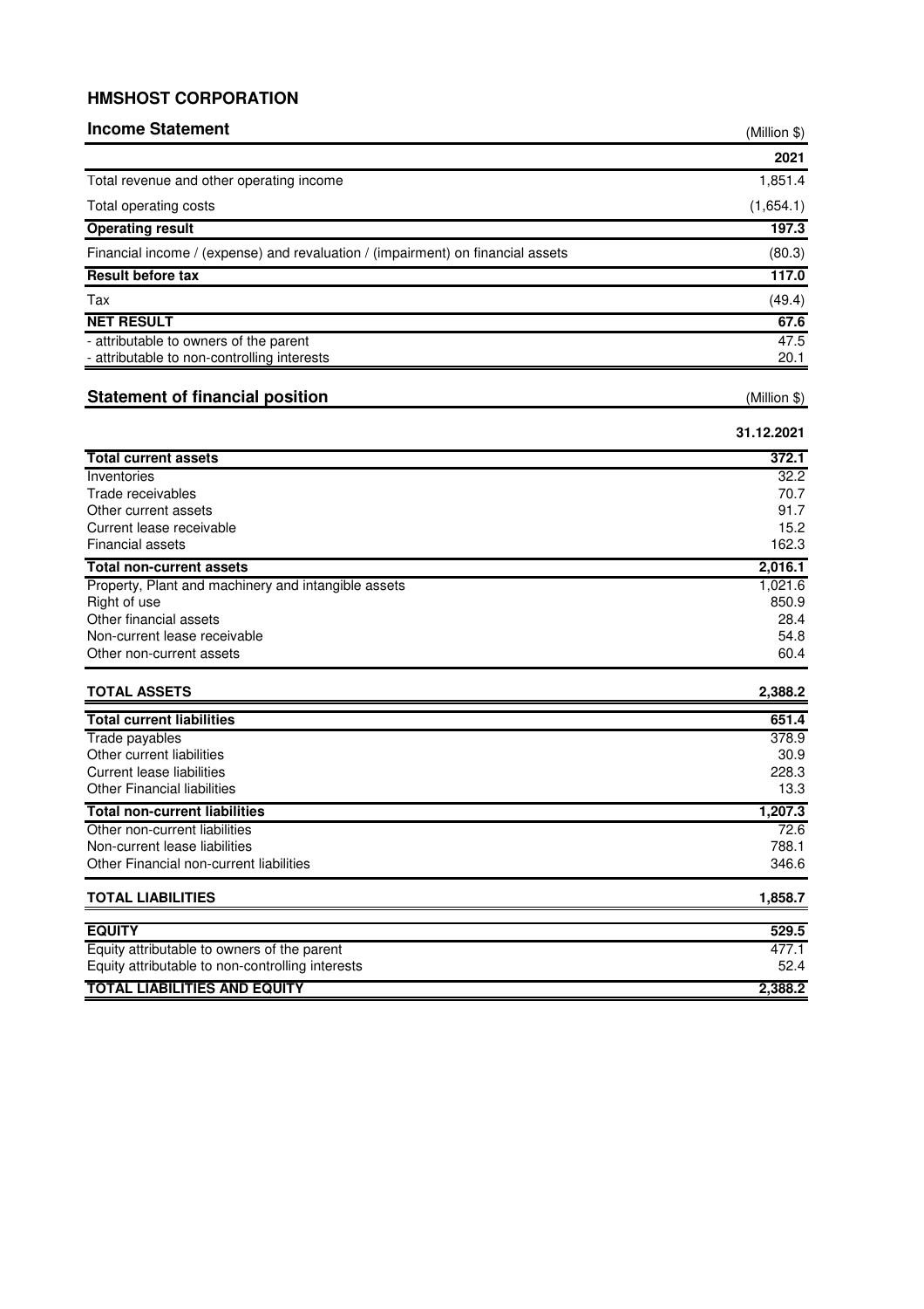# HMSHOST CORPORATION

## Income Statement

| (Million $) | 2021 |
|---|---|
| Total revenue and other operating income | 1,851.4 |
| Total operating costs | (1,654.1) |
| **Operating result** | **197.3** |
| Financial income / (expense) and revaluation / (impairment) on financial assets | (80.3) |
| **Result before tax** | **117.0** |
| Tax | (49.4) |
| **NET RESULT** | **67.6** |
| - attributable to owners of the parent | 47.5 |
| - attributable to non-controlling interests | 20.1 |

## Statement of financial position

| (Million $) | 31.12.2021 |
|---|---|
| **Total current assets** | **372.1** |
| Inventories | 32.2 |
| Trade receivables | 70.7 |
| Other current assets | 91.7 |
| Current lease receivable | 15.2 |
| Financial assets | 162.3 |
| **Total non-current assets** | **2,016.1** |
| Property, Plant and machinery and intangible assets | 1,021.6 |
| Right of use | 850.9 |
| Other financial assets | 28.4 |
| Non-current lease receivable | 54.8 |
| Other non-current assets | 60.4 |
| **TOTAL ASSETS** | **2,388.2** |
| **Total current liabilities** | **651.4** |
| Trade payables | 378.9 |
| Other current liabilities | 30.9 |
| Current lease liabilities | 228.3 |
| Other Financial liabilities | 13.3 |
| **Total non-current liabilities** | **1,207.3** |
| Other non-current liabilities | 72.6 |
| Non-current lease liabilities | 788.1 |
| Other Financial non-current liabilities | 346.6 |
| **TOTAL LIABILITIES** | **1,858.7** |
| **EQUITY** | **529.5** |
| Equity attributable to owners of the parent | 477.1 |
| Equity attributable to non-controlling interests | 52.4 |
| **TOTAL LIABILITIES AND EQUITY** | **2,388.2** |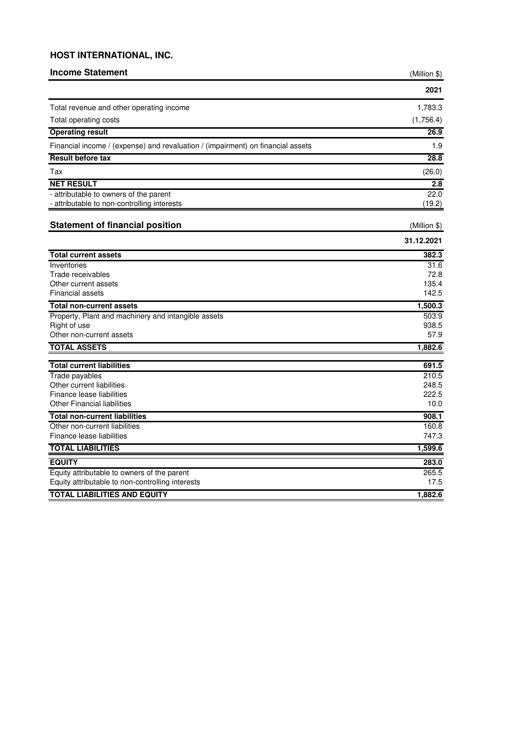# HOST INTERNATIONAL, INC.

## Income Statement

| | |
|---|---|
| (Million $) | **2021** |
| Total revenue and other operating income | 1,783.3 |
| Total operating costs | (1,756.4) |
| **Operating result** | **26.9** |
| Financial income / (expense) and revaluation / (impairment) on financial assets | 1.9 |
| **Result before tax** | **28.8** |
| Tax | (26.0) |
| **NET RESULT** | **2.8** |
| - attributable to owners of the parent | 22.0 |
| - attributable to non-controlling interests | (19.2) |

## Statement of financial position

| | |
|---|---|
| (Million $) | **31.12.2021** |
| **Total current assets** | **382.3** |
| Inventories | 31.6 |
| Trade receivables | 72.8 |
| Other current assets | 135.4 |
| Financial assets | 142.5 |
| **Total non-current assets** | **1,500.3** |
| Property, Plant and machinery and intangible assets | 503.9 |
| Right of use | 938.5 |
| Other non-current assets | 57.9 |
| **TOTAL ASSETS** | **1,882.6** |
| **Total current liabilities** | **691.5** |
| Trade payables | 210.5 |
| Other current liabilities | 248.5 |
| Finance lease liabilities | 222.5 |
| Other Financial liabilities | 10.0 |
| **Total non-current liabilities** | **908.1** |
| Other non-current liabilities | 160.8 |
| Finance lease liabilities | 747.3 |
| **TOTAL LIABILITIES** | **1,599.6** |
| **EQUITY** | **283.0** |
| Equity attributable to owners of the parent | 265.5 |
| Equity attributable to non-controlling interests | 17.5 |
| **TOTAL LIABILITIES AND EQUITY** | **1,882.6** |